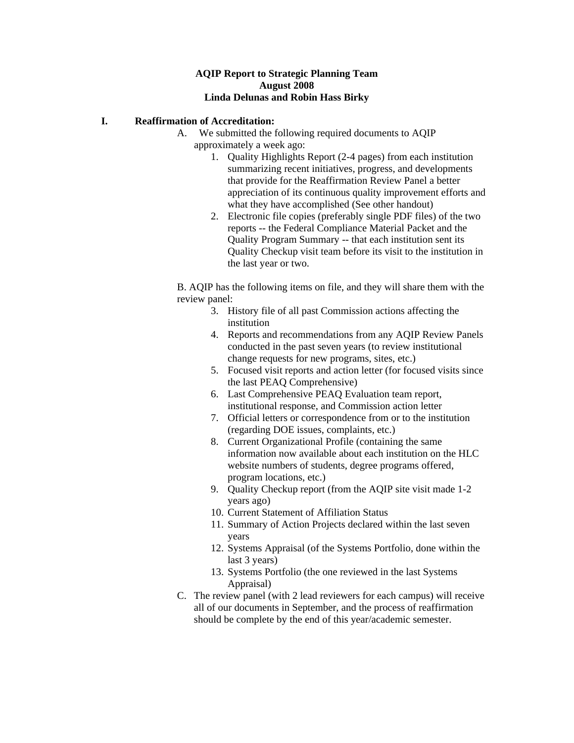**AQIP Report to Strategic Planning Team**
**August 2008**
**Linda Delunas and Robin Hass Birky**

## I. Reaffirmation of Accreditation:

A. We submitted the following required documents to AQIP approximately a week ago:

1. Quality Highlights Report (2-4 pages) from each institution summarizing recent initiatives, progress, and developments that provide for the Reaffirmation Review Panel a better appreciation of its continuous quality improvement efforts and what they have accomplished (See other handout)
2. Electronic file copies (preferably single PDF files) of the two reports -- the Federal Compliance Material Packet and the Quality Program Summary -- that each institution sent its Quality Checkup visit team before its visit to the institution in the last year or two.

B. AQIP has the following items on file, and they will share them with the review panel:

3. History file of all past Commission actions affecting the institution
4. Reports and recommendations from any AQIP Review Panels conducted in the past seven years (to review institutional change requests for new programs, sites, etc.)
5. Focused visit reports and action letter (for focused visits since the last PEAQ Comprehensive)
6. Last Comprehensive PEAQ Evaluation team report, institutional response, and Commission action letter
7. Official letters or correspondence from or to the institution (regarding DOE issues, complaints, etc.)
8. Current Organizational Profile (containing the same information now available about each institution on the HLC website numbers of students, degree programs offered, program locations, etc.)
9. Quality Checkup report (from the AQIP site visit made 1-2 years ago)
10. Current Statement of Affiliation Status
11. Summary of Action Projects declared within the last seven years
12. Systems Appraisal (of the Systems Portfolio, done within the last 3 years)
13. Systems Portfolio (the one reviewed in the last Systems Appraisal)

C. The review panel (with 2 lead reviewers for each campus) will receive all of our documents in September, and the process of reaffirmation should be complete by the end of this year/academic semester.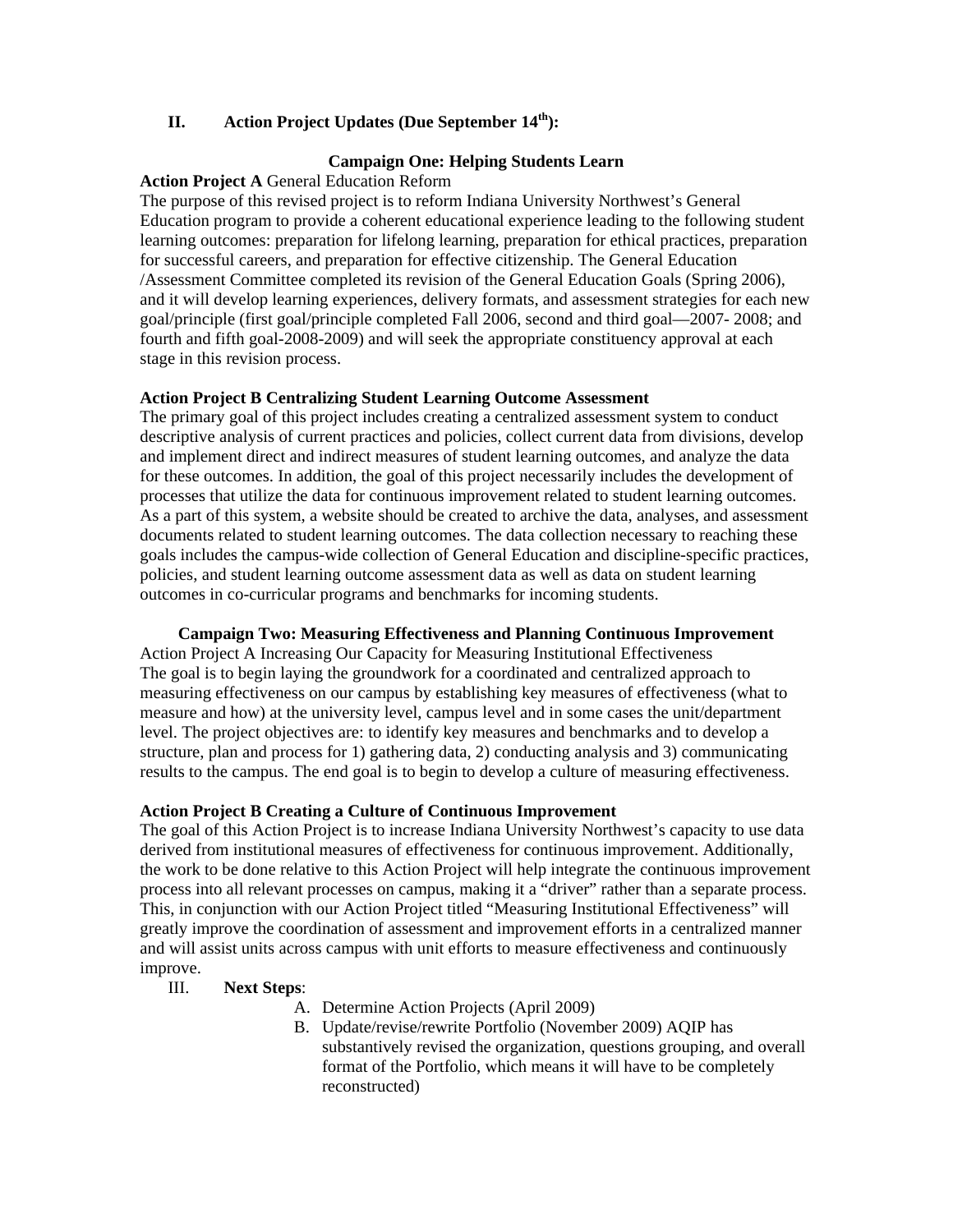## II. Action Project Updates (Due September 14th):

### Campaign One: Helping Students Learn

**Action Project A** General Education Reform

The purpose of this revised project is to reform Indiana University Northwest's General Education program to provide a coherent educational experience leading to the following student learning outcomes: preparation for lifelong learning, preparation for ethical practices, preparation for successful careers, and preparation for effective citizenship. The General Education /Assessment Committee completed its revision of the General Education Goals (Spring 2006), and it will develop learning experiences, delivery formats, and assessment strategies for each new goal/principle (first goal/principle completed Fall 2006, second and third goal—2007- 2008; and fourth and fifth goal-2008-2009) and will seek the appropriate constituency approval at each stage in this revision process.

**Action Project B Centralizing Student Learning Outcome Assessment**

The primary goal of this project includes creating a centralized assessment system to conduct descriptive analysis of current practices and policies, collect current data from divisions, develop and implement direct and indirect measures of student learning outcomes, and analyze the data for these outcomes. In addition, the goal of this project necessarily includes the development of processes that utilize the data for continuous improvement related to student learning outcomes. As a part of this system, a website should be created to archive the data, analyses, and assessment documents related to student learning outcomes. The data collection necessary to reaching these goals includes the campus-wide collection of General Education and discipline-specific practices, policies, and student learning outcome assessment data as well as data on student learning outcomes in co-curricular programs and benchmarks for incoming students.

### Campaign Two: Measuring Effectiveness and Planning Continuous Improvement

Action Project A Increasing Our Capacity for Measuring Institutional Effectiveness

The goal is to begin laying the groundwork for a coordinated and centralized approach to measuring effectiveness on our campus by establishing key measures of effectiveness (what to measure and how) at the university level, campus level and in some cases the unit/department level. The project objectives are: to identify key measures and benchmarks and to develop a structure, plan and process for 1) gathering data, 2) conducting analysis and 3) communicating results to the campus. The end goal is to begin to develop a culture of measuring effectiveness.

**Action Project B Creating a Culture of Continuous Improvement**

The goal of this Action Project is to increase Indiana University Northwest's capacity to use data derived from institutional measures of effectiveness for continuous improvement. Additionally, the work to be done relative to this Action Project will help integrate the continuous improvement process into all relevant processes on campus, making it a "driver" rather than a separate process. This, in conjunction with our Action Project titled "Measuring Institutional Effectiveness" will greatly improve the coordination of assessment and improvement efforts in a centralized manner and will assist units across campus with unit efforts to measure effectiveness and continuously improve.

## III. **Next Steps**:

A. Determine Action Projects (April 2009)
B. Update/revise/rewrite Portfolio (November 2009) AQIP has substantively revised the organization, questions grouping, and overall format of the Portfolio, which means it will have to be completely reconstructed)